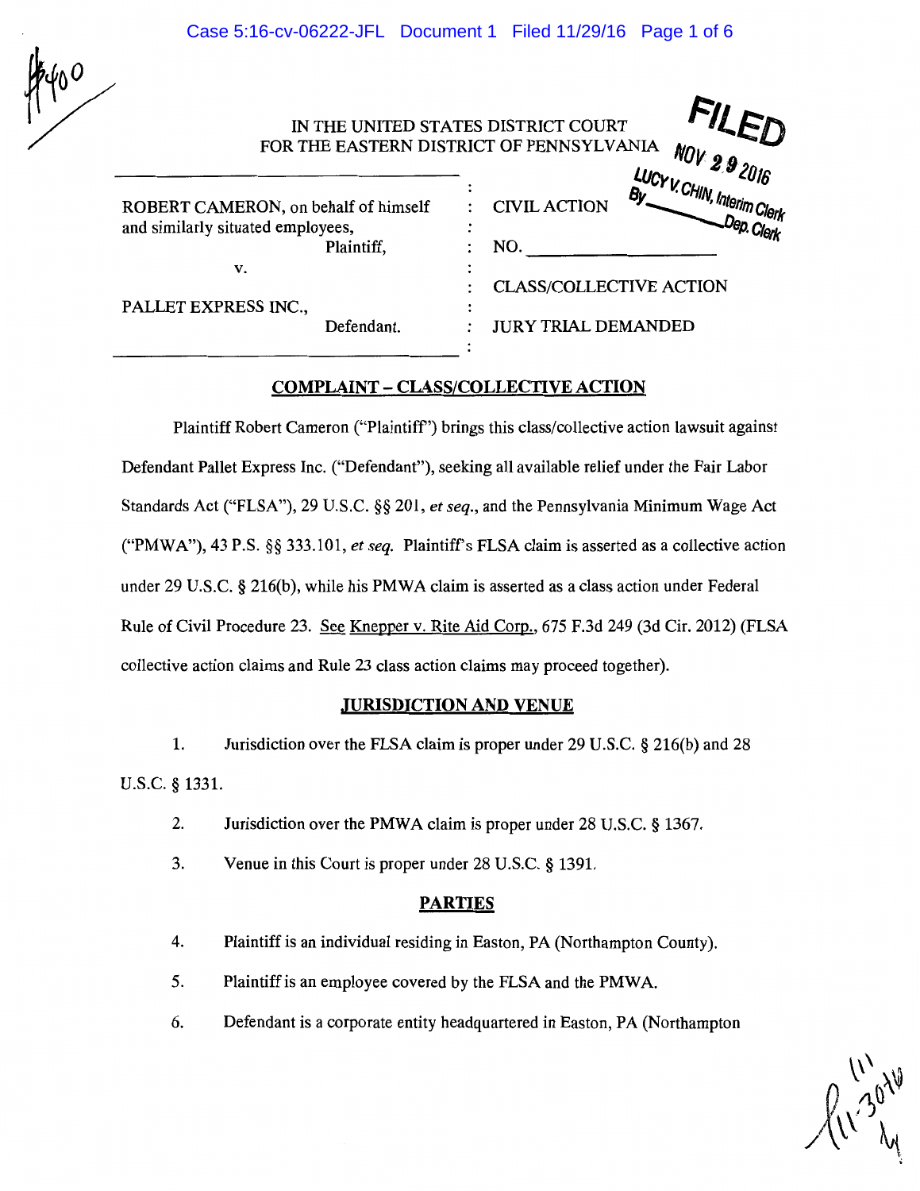IN THE UNITED STATES DISTRICT COURT
FOR THE EASTERN DISTRICT OF PENNSYLVANIA

FILED
NOV 29 2016
LUCY V. CHIN, Interim Clerk
By ____ Dep. Clerk

| | | |
|---|---|---|
| ROBERT CAMERON, on behalf of himself and similarly situated employees, Plaintiff, | : | CIVIL ACTION |
| | : | NO. ______________ |
| v. | : | CLASS/COLLECTIVE ACTION |
| PALLET EXPRESS INC., Defendant. | : | JURY TRIAL DEMANDED |

## COMPLAINT – CLASS/COLLECTIVE ACTION

Plaintiff Robert Cameron ("Plaintiff") brings this class/collective action lawsuit against Defendant Pallet Express Inc. ("Defendant"), seeking all available relief under the Fair Labor Standards Act ("FLSA"), 29 U.S.C. §§ 201, *et seq.*, and the Pennsylvania Minimum Wage Act ("PMWA"), 43 P.S. §§ 333.101, *et seq.* Plaintiff's FLSA claim is asserted as a collective action under 29 U.S.C. § 216(b), while his PMWA claim is asserted as a class action under Federal Rule of Civil Procedure 23. See Knepper v. Rite Aid Corp., 675 F.3d 249 (3d Cir. 2012) (FLSA collective action claims and Rule 23 class action claims may proceed together).

## JURISDICTION AND VENUE

1. Jurisdiction over the FLSA claim is proper under 29 U.S.C. § 216(b) and 28 U.S.C. § 1331.

2. Jurisdiction over the PMWA claim is proper under 28 U.S.C. § 1367.

3. Venue in this Court is proper under 28 U.S.C. § 1391.

## PARTIES

4. Plaintiff is an individual residing in Easton, PA (Northampton County).

5. Plaintiff is an employee covered by the FLSA and the PMWA.

6. Defendant is a corporate entity headquartered in Easton, PA (Northampton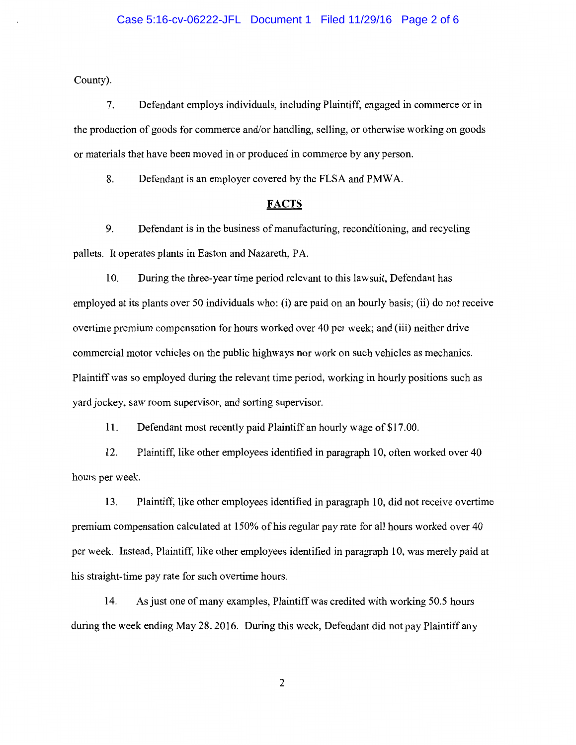County).

7. Defendant employs individuals, including Plaintiff, engaged in commerce or in the production of goods for commerce and/or handling, selling, or otherwise working on goods or materials that have been moved in or produced in commerce by any person.

8. Defendant is an employer covered by the FLSA and PMWA.

## FACTS

9. Defendant is in the business of manufacturing, reconditioning, and recycling pallets. It operates plants in Easton and Nazareth, PA.

10. During the three-year time period relevant to this lawsuit, Defendant has employed at its plants over 50 individuals who: (i) are paid on an hourly basis; (ii) do not receive overtime premium compensation for hours worked over 40 per week; and (iii) neither drive commercial motor vehicles on the public highways nor work on such vehicles as mechanics. Plaintiff was so employed during the relevant time period, working in hourly positions such as yard jockey, saw room supervisor, and sorting supervisor.

11. Defendant most recently paid Plaintiff an hourly wage of $17.00.

12. Plaintiff, like other employees identified in paragraph 10, often worked over 40 hours per week.

13. Plaintiff, like other employees identified in paragraph 10, did not receive overtime premium compensation calculated at 150% of his regular pay rate for all hours worked over 40 per week. Instead, Plaintiff, like other employees identified in paragraph 10, was merely paid at his straight-time pay rate for such overtime hours.

14. As just one of many examples, Plaintiff was credited with working 50.5 hours during the week ending May 28, 2016. During this week, Defendant did not pay Plaintiff any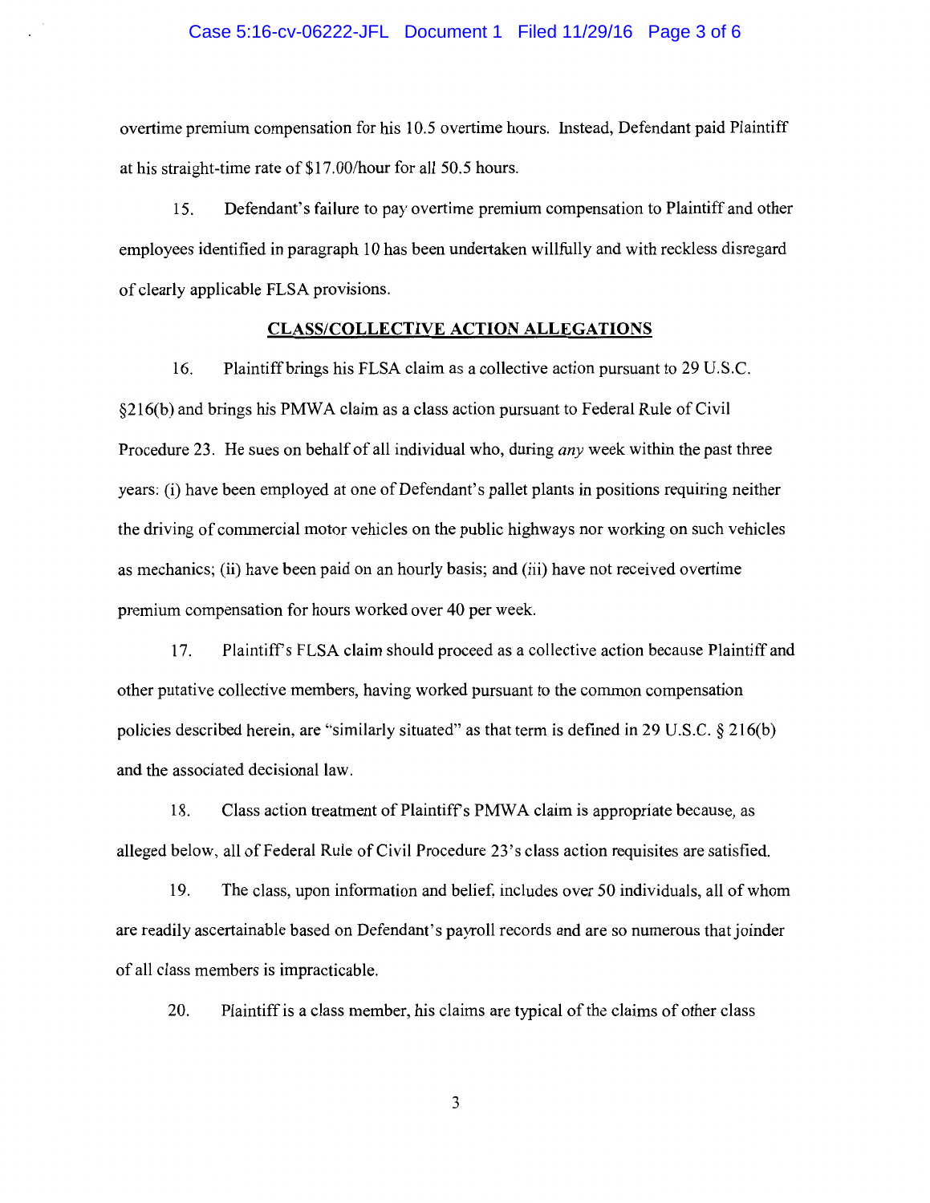overtime premium compensation for his 10.5 overtime hours. Instead, Defendant paid Plaintiff at his straight-time rate of $17.00/hour for all 50.5 hours.

15. Defendant's failure to pay overtime premium compensation to Plaintiff and other employees identified in paragraph 10 has been undertaken willfully and with reckless disregard of clearly applicable FLSA provisions.

## CLASS/COLLECTIVE ACTION ALLEGATIONS

16. Plaintiff brings his FLSA claim as a collective action pursuant to 29 U.S.C. §216(b) and brings his PMWA claim as a class action pursuant to Federal Rule of Civil Procedure 23. He sues on behalf of all individual who, during *any* week within the past three years: (i) have been employed at one of Defendant's pallet plants in positions requiring neither the driving of commercial motor vehicles on the public highways nor working on such vehicles as mechanics; (ii) have been paid on an hourly basis; and (iii) have not received overtime premium compensation for hours worked over 40 per week.

17. Plaintiff's FLSA claim should proceed as a collective action because Plaintiff and other putative collective members, having worked pursuant to the common compensation policies described herein, are "similarly situated" as that term is defined in 29 U.S.C. § 216(b) and the associated decisional law.

18. Class action treatment of Plaintiff's PMWA claim is appropriate because, as alleged below, all of Federal Rule of Civil Procedure 23's class action requisites are satisfied.

19. The class, upon information and belief, includes over 50 individuals, all of whom are readily ascertainable based on Defendant's payroll records and are so numerous that joinder of all class members is impracticable.

20. Plaintiff is a class member, his claims are typical of the claims of other class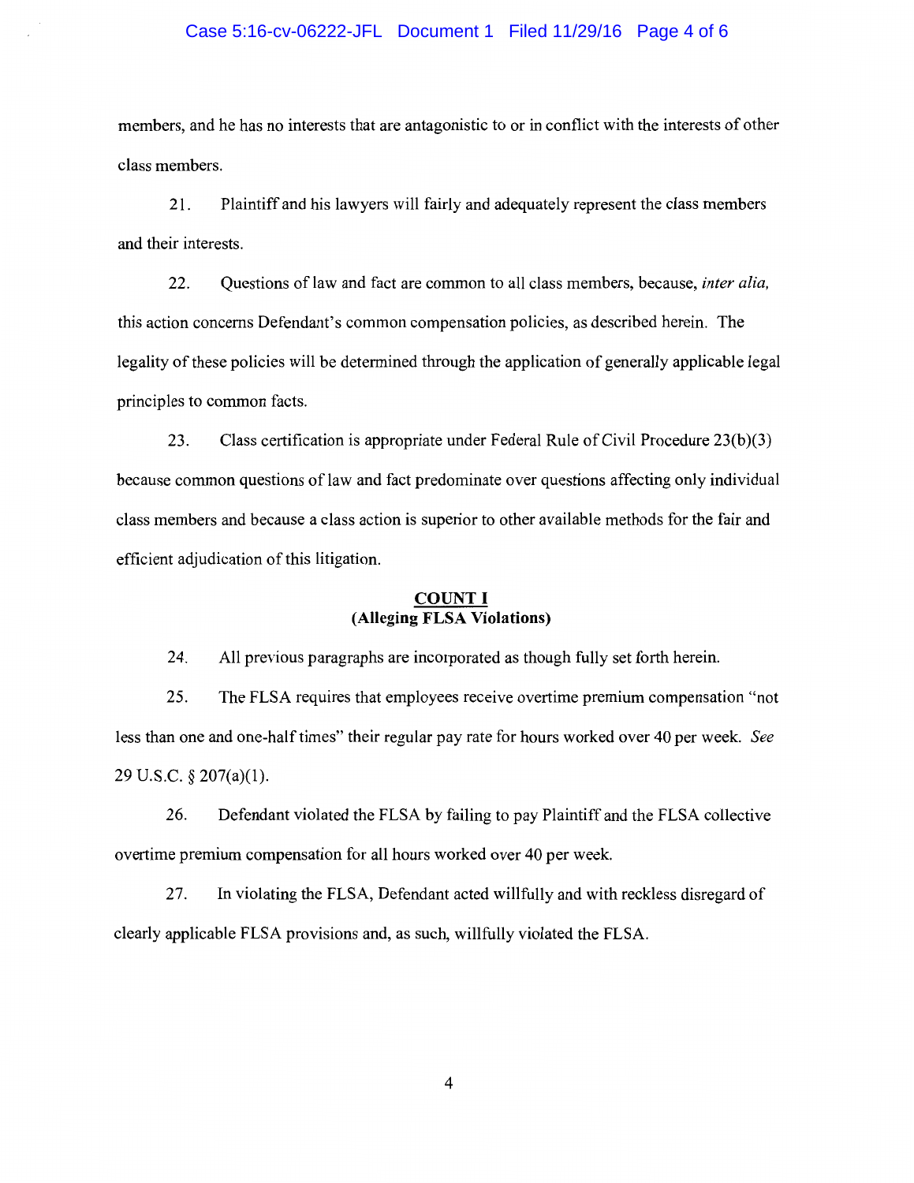members, and he has no interests that are antagonistic to or in conflict with the interests of other class members.

21. Plaintiff and his lawyers will fairly and adequately represent the class members and their interests.

22. Questions of law and fact are common to all class members, because, *inter alia,* this action concerns Defendant's common compensation policies, as described herein. The legality of these policies will be determined through the application of generally applicable legal principles to common facts.

23. Class certification is appropriate under Federal Rule of Civil Procedure 23(b)(3) because common questions of law and fact predominate over questions affecting only individual class members and because a class action is superior to other available methods for the fair and efficient adjudication of this litigation.

**COUNT I**
**(Alleging FLSA Violations)**

24. All previous paragraphs are incorporated as though fully set forth herein.

25. The FLSA requires that employees receive overtime premium compensation "not less than one and one-half times" their regular pay rate for hours worked over 40 per week. *See* 29 U.S.C. § 207(a)(1).

26. Defendant violated the FLSA by failing to pay Plaintiff and the FLSA collective overtime premium compensation for all hours worked over 40 per week.

27. In violating the FLSA, Defendant acted willfully and with reckless disregard of clearly applicable FLSA provisions and, as such, willfully violated the FLSA.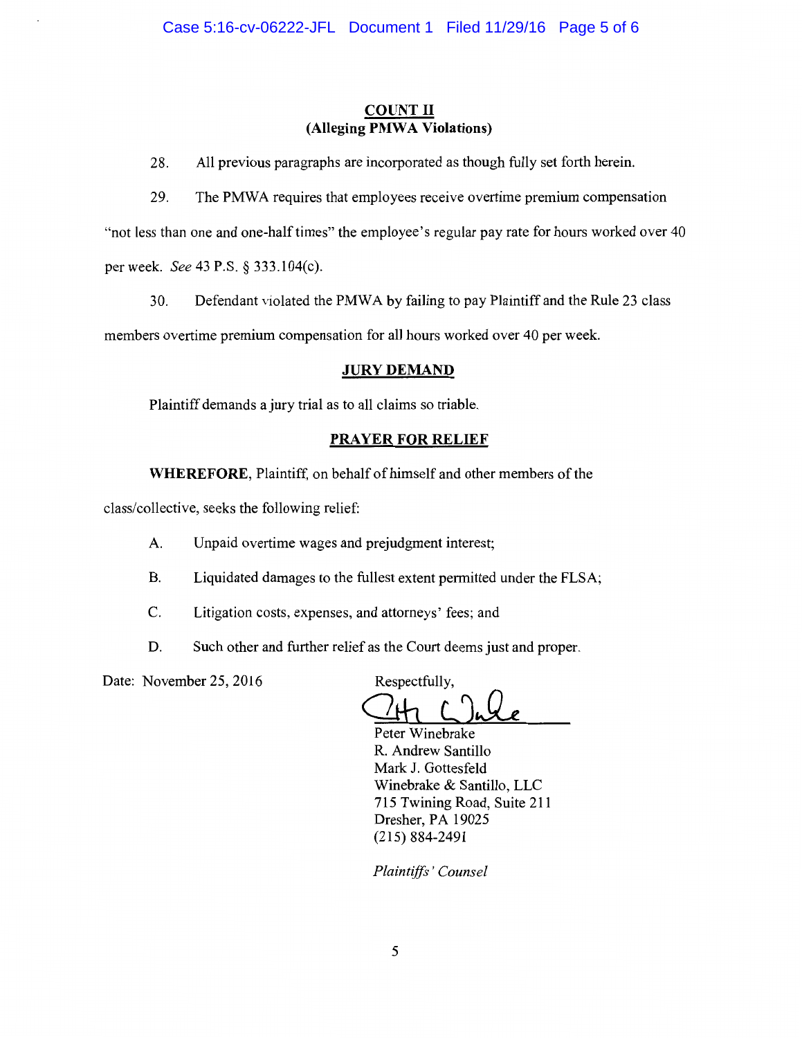## COUNT II
### (Alleging PMWA Violations)

28. All previous paragraphs are incorporated as though fully set forth herein.

29. The PMWA requires that employees receive overtime premium compensation "not less than one and one-half times" the employee's regular pay rate for hours worked over 40 per week. *See* 43 P.S. § 333.104(c).

30. Defendant violated the PMWA by failing to pay Plaintiff and the Rule 23 class members overtime premium compensation for all hours worked over 40 per week.

## JURY DEMAND

Plaintiff demands a jury trial as to all claims so triable.

## PRAYER FOR RELIEF

**WHEREFORE**, Plaintiff, on behalf of himself and other members of the class/collective, seeks the following relief:

A. Unpaid overtime wages and prejudgment interest;

B. Liquidated damages to the fullest extent permitted under the FLSA;

C. Litigation costs, expenses, and attorneys' fees; and

D. Such other and further relief as the Court deems just and proper.

Date: November 25, 2016

Respectfully,

Peter Winebrake
R. Andrew Santillo
Mark J. Gottesfeld
Winebrake & Santillo, LLC
715 Twining Road, Suite 211
Dresher, PA 19025
(215) 884-2491

*Plaintiffs' Counsel*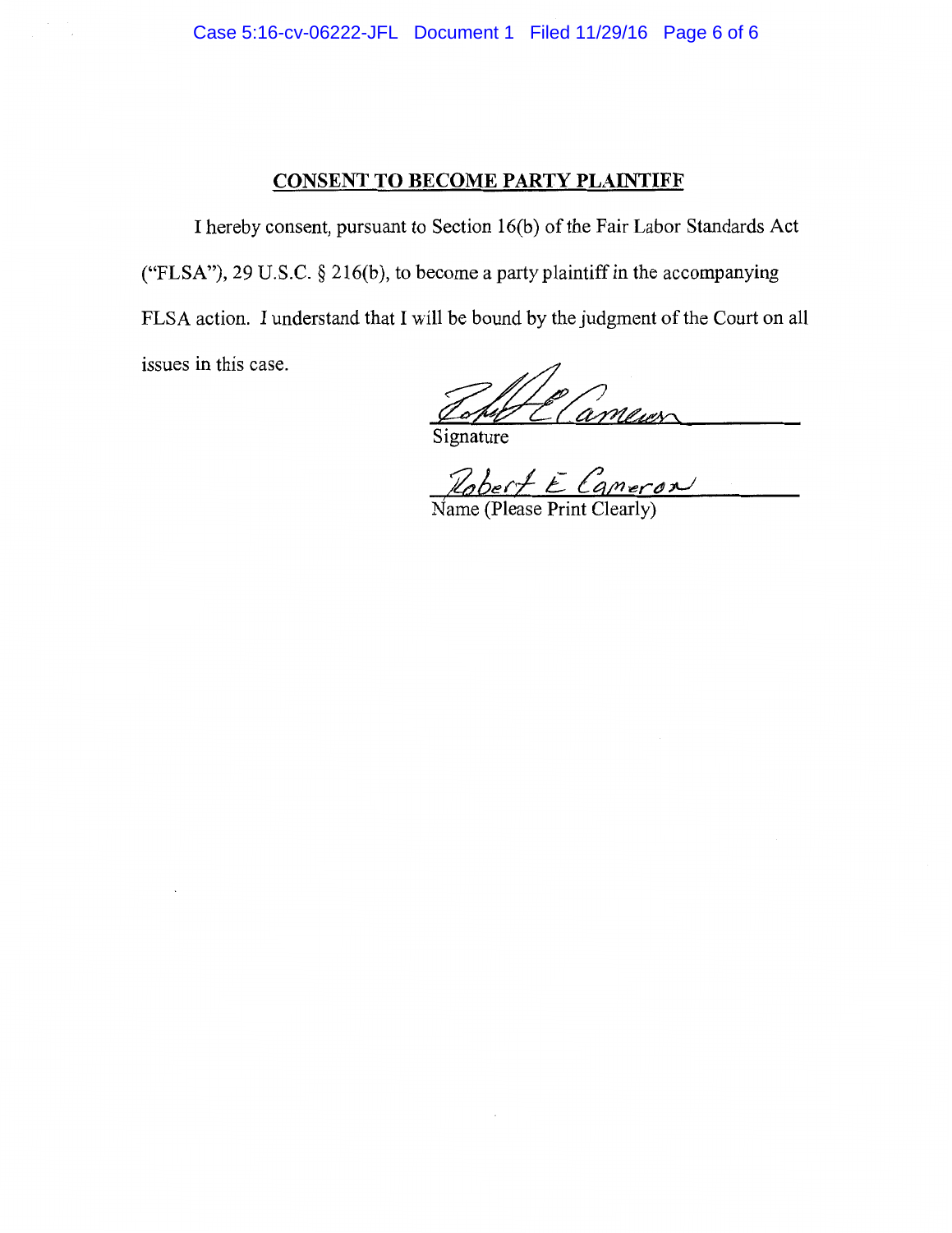**CONSENT TO BECOME PARTY PLAINTIFF**

I hereby consent, pursuant to Section 16(b) of the Fair Labor Standards Act ("FLSA"), 29 U.S.C. § 216(b), to become a party plaintiff in the accompanying FLSA action. I understand that I will be bound by the judgment of the Court on all issues in this case.

Signature

Robert E Cameron
Name (Please Print Clearly)